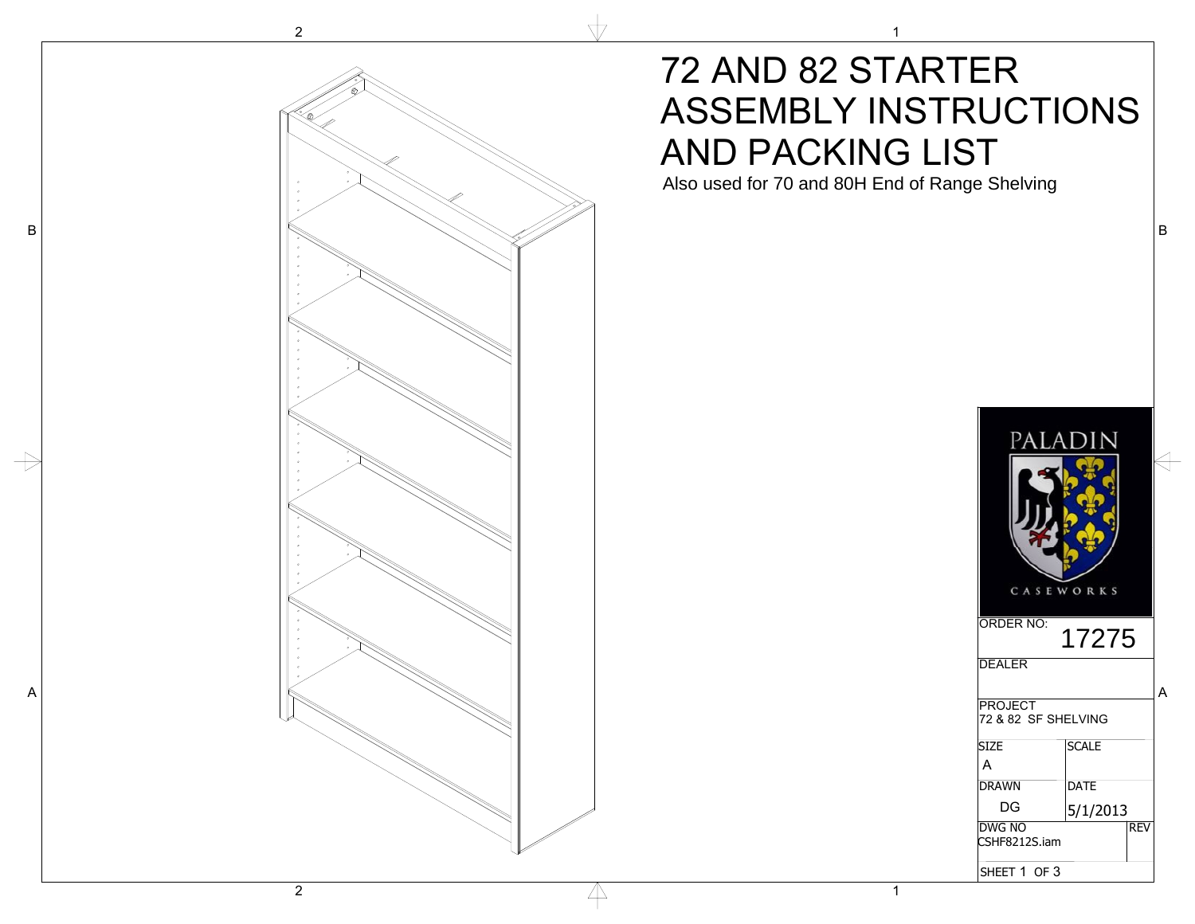# 72 AND 82 STARTER ASSEMBLY INSTRUCTIONS AND PACKING LIST

Also used for 70 and 80H End of Range Shelving

PALADIN CASEWORKS

| ORDER NO: 17275 | |
|---|---|
| DEALER | |
| PROJECT 72 & 82 SF SHELVING | |
| SIZE A | SCALE |
| DRAWN DG | DATE 5/1/2013 |
| DWG NO CSHF8212S.iam | REV |
| SHEET 1 OF 3 | |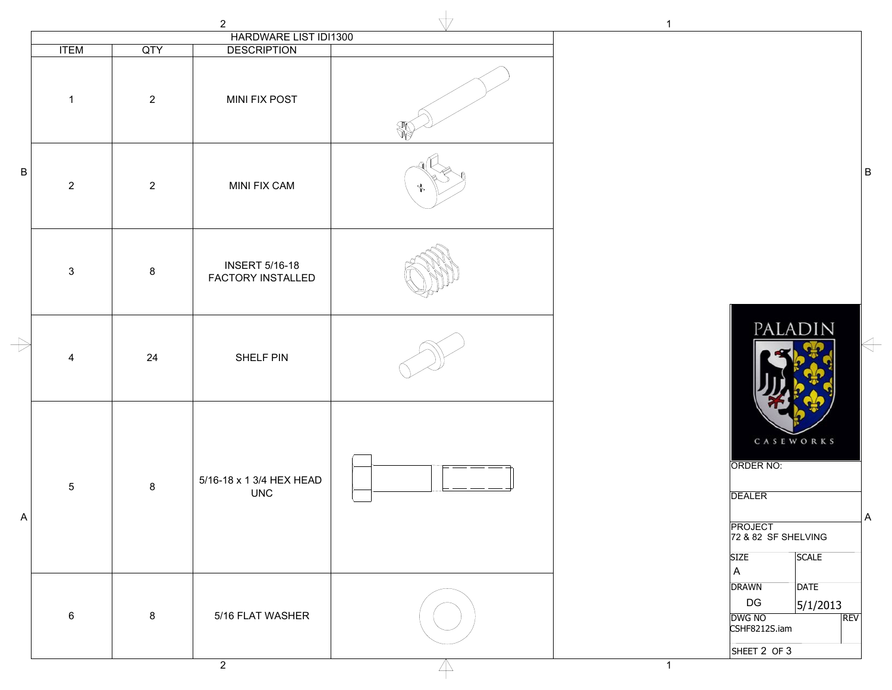## HARDWARE LIST IDI1300

| ITEM | QTY | DESCRIPTION | |
|---|---|---|---|
| 1 | 2 | MINI FIX POST | |
| 2 | 2 | MINI FIX CAM | |
| 3 | 8 | INSERT 5/16-18 FACTORY INSTALLED | |
| 4 | 24 | SHELF PIN | |
| 5 | 8 | 5/16-18 x 1 3/4 HEX HEAD UNC | |
| 6 | 8 | 5/16 FLAT WASHER | |

PALADIN

CASEWORKS

| ORDER NO: | |
|---|---|
| DEALER | |
| PROJECT<br>72 & 82 SF SHELVING | |
| SIZE<br>A | SCALE |
| DRAWN<br>DG | DATE<br>5/1/2013 |
| DWG NO<br>CSHF8212S.iam | REV |
| SHEET 2 OF 3 | |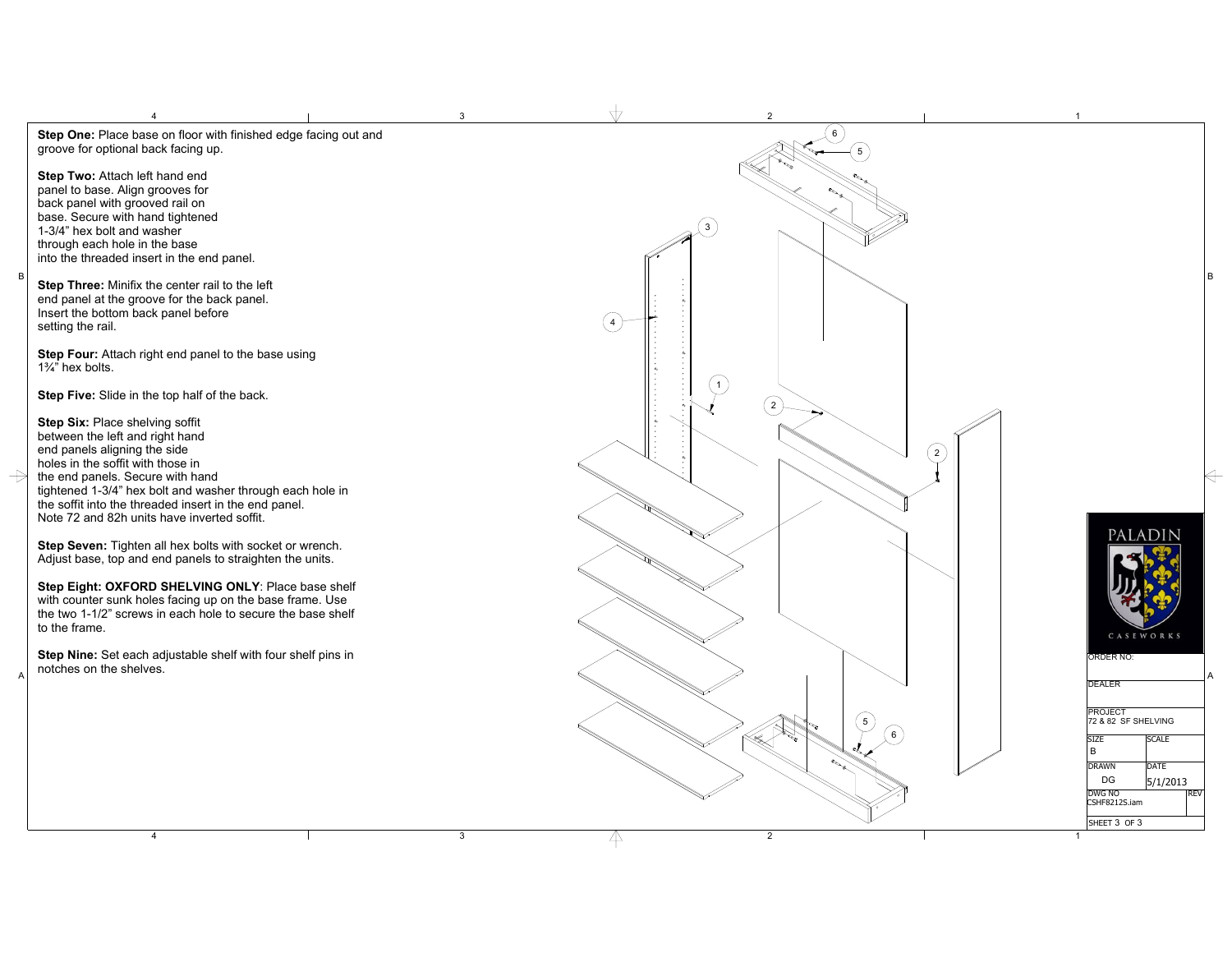**Step One:** Place base on floor with finished edge facing out and groove for optional back facing up.

**Step Two:** Attach left hand end panel to base. Align grooves for back panel with grooved rail on base. Secure with hand tightened 1-3/4" hex bolt and washer through each hole in the base into the threaded insert in the end panel.

**Step Three:** Minifix the center rail to the left end panel at the groove for the back panel. Insert the bottom back panel before setting the rail.

**Step Four:** Attach right end panel to the base using 1¾" hex bolts.

**Step Five:** Slide in the top half of the back.

**Step Six:** Place shelving soffit between the left and right hand end panels aligning the side holes in the soffit with those in the end panels. Secure with hand tightened 1-3/4" hex bolt and washer through each hole in the soffit into the threaded insert in the end panel. Note 72 and 82h units have inverted soffit.

**Step Seven:** Tighten all hex bolts with socket or wrench. Adjust base, top and end panels to straighten the units.

**Step Eight: OXFORD SHELVING ONLY**: Place base shelf with counter sunk holes facing up on the base frame. Use the two 1-1/2" screws in each hole to secure the base shelf to the frame.

**Step Nine:** Set each adjustable shelf with four shelf pins in notches on the shelves.

6
5
3
4
1
2
2
5
6

PALADIN
CASEWORKS

| | |
|---|---|
| ORDER NO: | |
| DEALER | |
| PROJECT 72 & 82 SF SHELVING | |
| SIZE B | SCALE |
| DRAWN DG | DATE 5/1/2013 |
| DWG NO CSHF8212S.iam | REV |
| SHEET 3 OF 3 | |